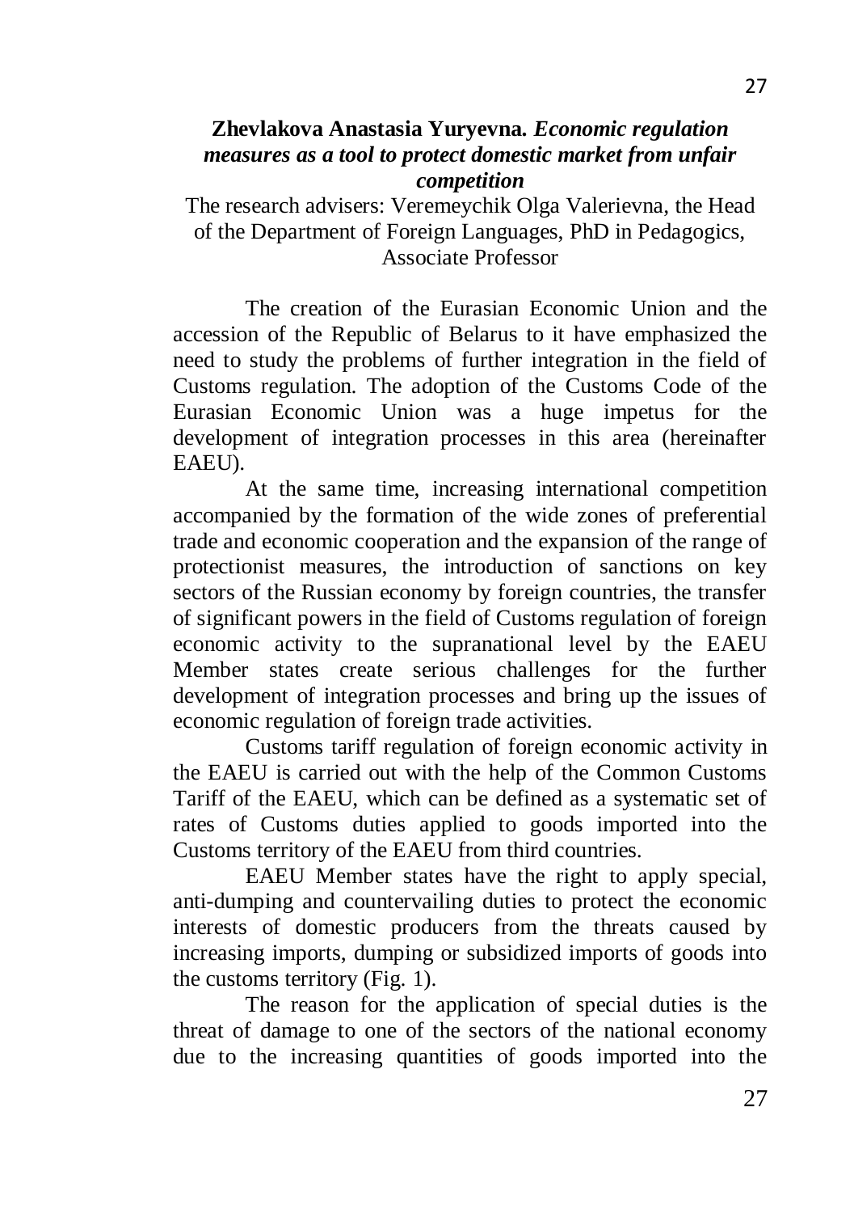**Zhevlakova Anastasia Yuryevna.** ***Economic regulation measures as a tool to protect domestic market from unfair competition***

The research advisers: Veremeychik Olga Valerievna, the Head of the Department of Foreign Languages, PhD in Pedagogics, Associate Professor

The creation of the Eurasian Economic Union and the accession of the Republic of Belarus to it have emphasized the need to study the problems of further integration in the field of Customs regulation. The adoption of the Customs Code of the Eurasian Economic Union was a huge impetus for the development of integration processes in this area (hereinafter EAEU).

At the same time, increasing international competition accompanied by the formation of the wide zones of preferential trade and economic cooperation and the expansion of the range of protectionist measures, the introduction of sanctions on key sectors of the Russian economy by foreign countries, the transfer of significant powers in the field of Customs regulation of foreign economic activity to the supranational level by the EAEU Member states create serious challenges for the further development of integration processes and bring up the issues of economic regulation of foreign trade activities.

Customs tariff regulation of foreign economic activity in the EAEU is carried out with the help of the Common Customs Tariff of the EAEU, which can be defined as a systematic set of rates of Customs duties applied to goods imported into the Customs territory of the EAEU from third countries.

EAEU Member states have the right to apply special, anti-dumping and countervailing duties to protect the economic interests of domestic producers from the threats caused by increasing imports, dumping or subsidized imports of goods into the customs territory (Fig. 1).

The reason for the application of special duties is the threat of damage to one of the sectors of the national economy due to the increasing quantities of goods imported into the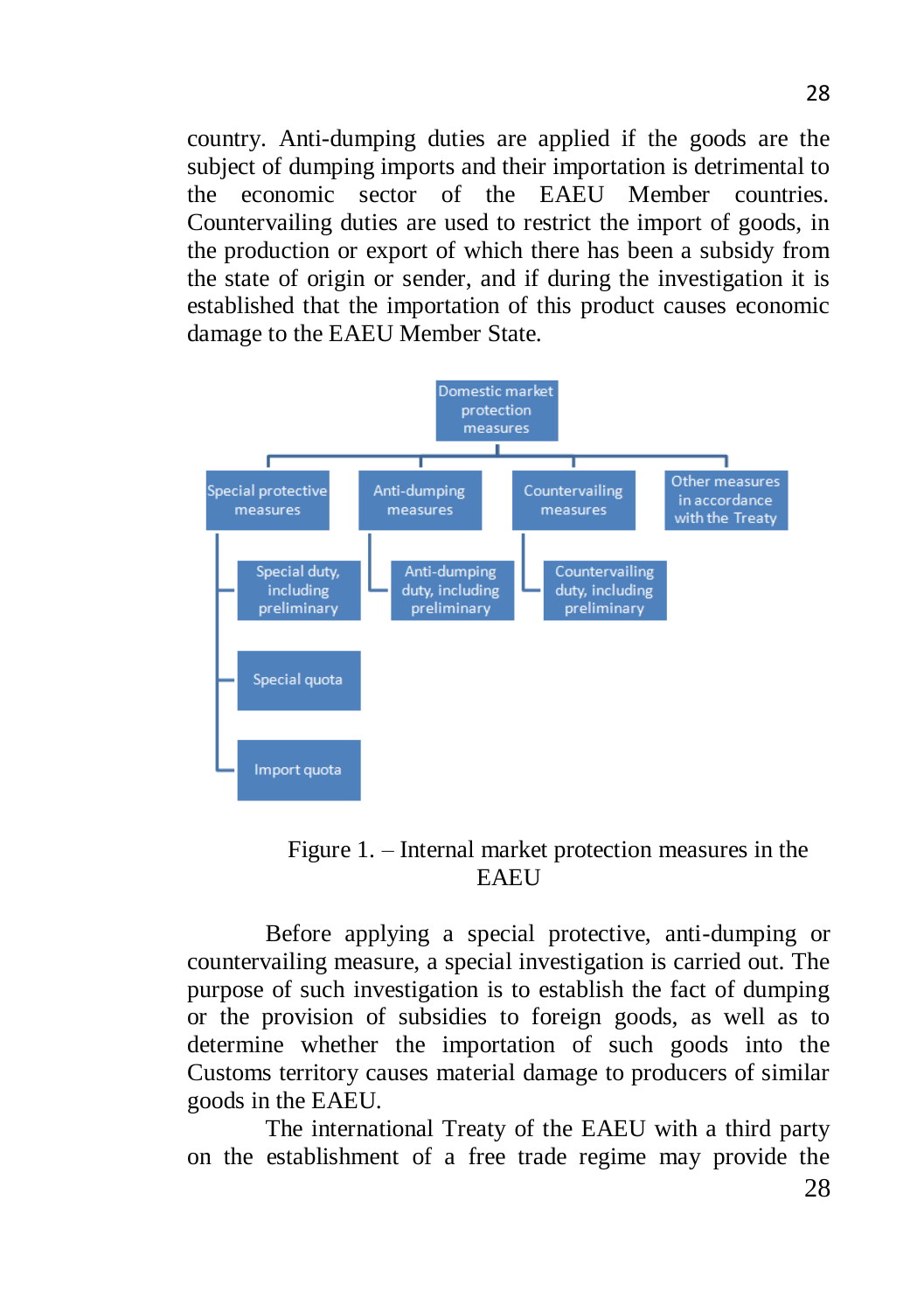country. Anti-dumping duties are applied if the goods are the subject of dumping imports and their importation is detrimental to the economic sector of the EAEU Member countries. Countervailing duties are used to restrict the import of goods, in the production or export of which there has been a subsidy from the state of origin or sender, and if during the investigation it is established that the importation of this product causes economic damage to the EAEU Member State.

- Domestic market protection measures
  - Special protective measures
    - Special duty, including preliminary
    - Special quota
    - Import quota
  - Anti-dumping measures
    - Anti-dumping duty, including preliminary
  - Countervailing measures
    - Countervailing duty, including preliminary
  - Other measures in accordance with the Treaty

Figure 1. – Internal market protection measures in the EAEU

Before applying a special protective, anti-dumping or countervailing measure, a special investigation is carried out. The purpose of such investigation is to establish the fact of dumping or the provision of subsidies to foreign goods, as well as to determine whether the importation of such goods into the Customs territory causes material damage to producers of similar goods in the EAEU.

The international Treaty of the EAEU with a third party on the establishment of a free trade regime may provide the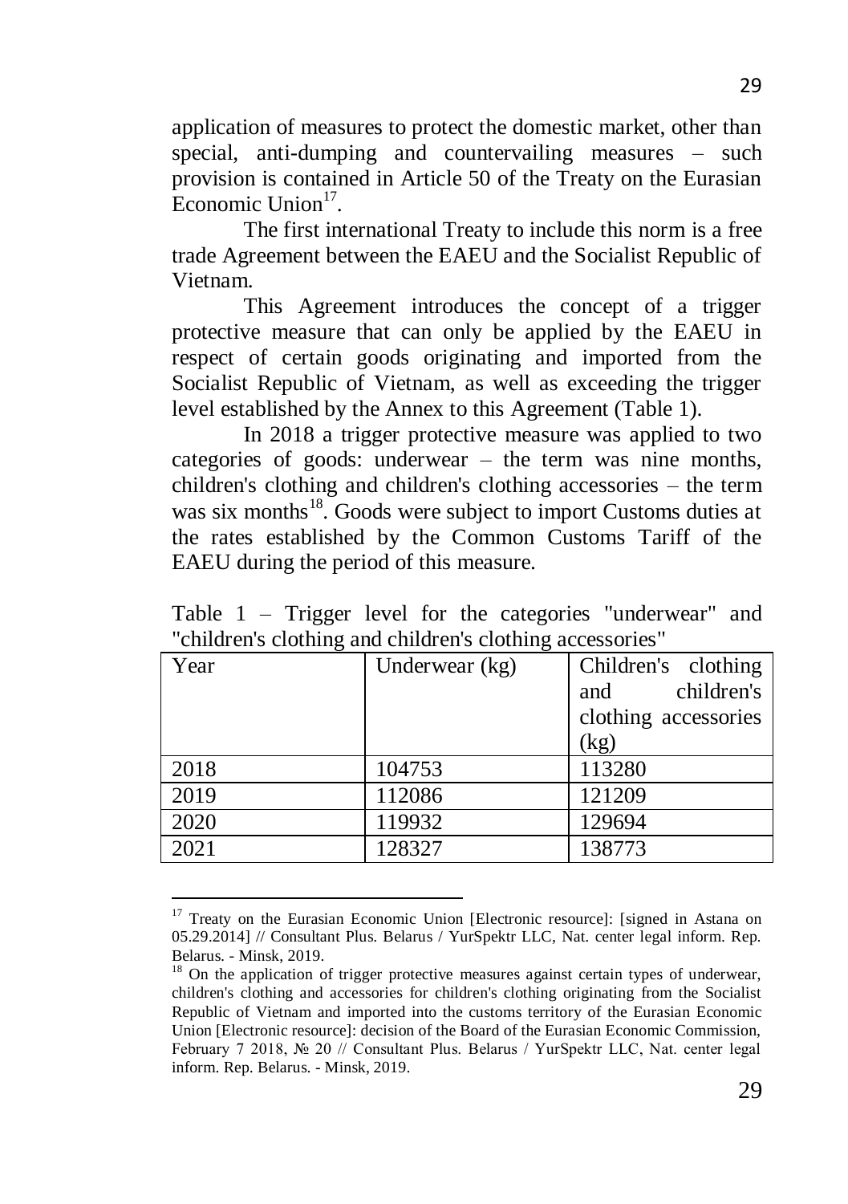application of measures to protect the domestic market, other than special, anti-dumping and countervailing measures – such provision is contained in Article 50 of the Treaty on the Eurasian Economic Union[17].

The first international Treaty to include this norm is a free trade Agreement between the EAEU and the Socialist Republic of Vietnam.

This Agreement introduces the concept of a trigger protective measure that can only be applied by the EAEU in respect of certain goods originating and imported from the Socialist Republic of Vietnam, as well as exceeding the trigger level established by the Annex to this Agreement (Table 1).

In 2018 a trigger protective measure was applied to two categories of goods: underwear – the term was nine months, children's clothing and children's clothing accessories – the term was six months[18]. Goods were subject to import Customs duties at the rates established by the Common Customs Tariff of the EAEU during the period of this measure.

Table 1 – Trigger level for the categories "underwear" and "children's clothing and children's clothing accessories"

| Year | Underwear (kg) | Children's clothing and children's clothing accessories (kg) |
|---|---|---|
| 2018 | 104753 | 113280 |
| 2019 | 112086 | 121209 |
| 2020 | 119932 | 129694 |
| 2021 | 128327 | 138773 |

---

[17] Treaty on the Eurasian Economic Union [Electronic resource]: [signed in Astana on 05.29.2014] // Consultant Plus. Belarus / YurSpektr LLC, Nat. center legal inform. Rep. Belarus. - Minsk, 2019.

[18] On the application of trigger protective measures against certain types of underwear, children's clothing and accessories for children's clothing originating from the Socialist Republic of Vietnam and imported into the customs territory of the Eurasian Economic Union [Electronic resource]: decision of the Board of the Eurasian Economic Commission, February 7 2018, № 20 // Consultant Plus. Belarus / YurSpektr LLC, Nat. center legal inform. Rep. Belarus. - Minsk, 2019.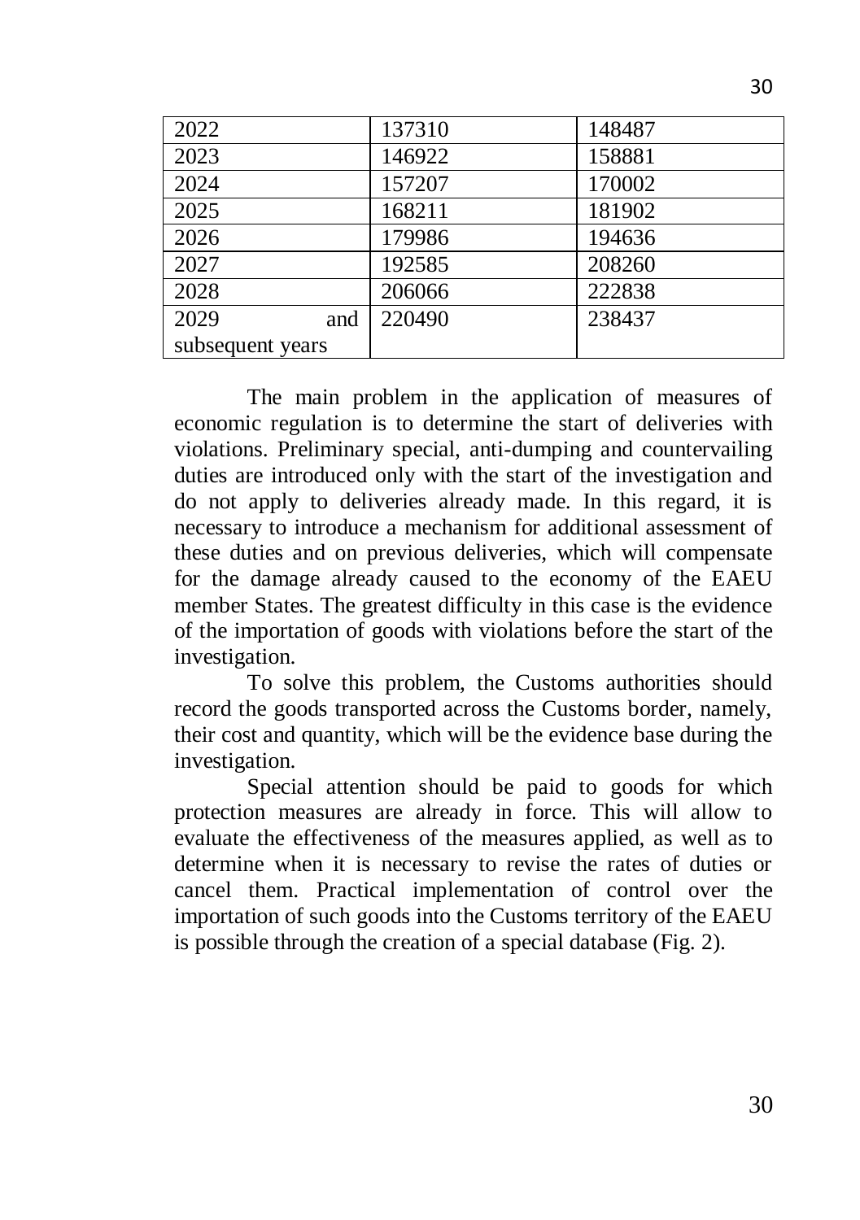| | | |
|---|---|---|
| 2022 | 137310 | 148487 |
| 2023 | 146922 | 158881 |
| 2024 | 157207 | 170002 |
| 2025 | 168211 | 181902 |
| 2026 | 179986 | 194636 |
| 2027 | 192585 | 208260 |
| 2028 | 206066 | 222838 |
| 2029 and subsequent years | 220490 | 238437 |

The main problem in the application of measures of economic regulation is to determine the start of deliveries with violations. Preliminary special, anti-dumping and countervailing duties are introduced only with the start of the investigation and do not apply to deliveries already made. In this regard, it is necessary to introduce a mechanism for additional assessment of these duties and on previous deliveries, which will compensate for the damage already caused to the economy of the EAEU member States. The greatest difficulty in this case is the evidence of the importation of goods with violations before the start of the investigation.

To solve this problem, the Customs authorities should record the goods transported across the Customs border, namely, their cost and quantity, which will be the evidence base during the investigation.

Special attention should be paid to goods for which protection measures are already in force. This will allow to evaluate the effectiveness of the measures applied, as well as to determine when it is necessary to revise the rates of duties or cancel them. Practical implementation of control over the importation of such goods into the Customs territory of the EAEU is possible through the creation of a special database (Fig. 2).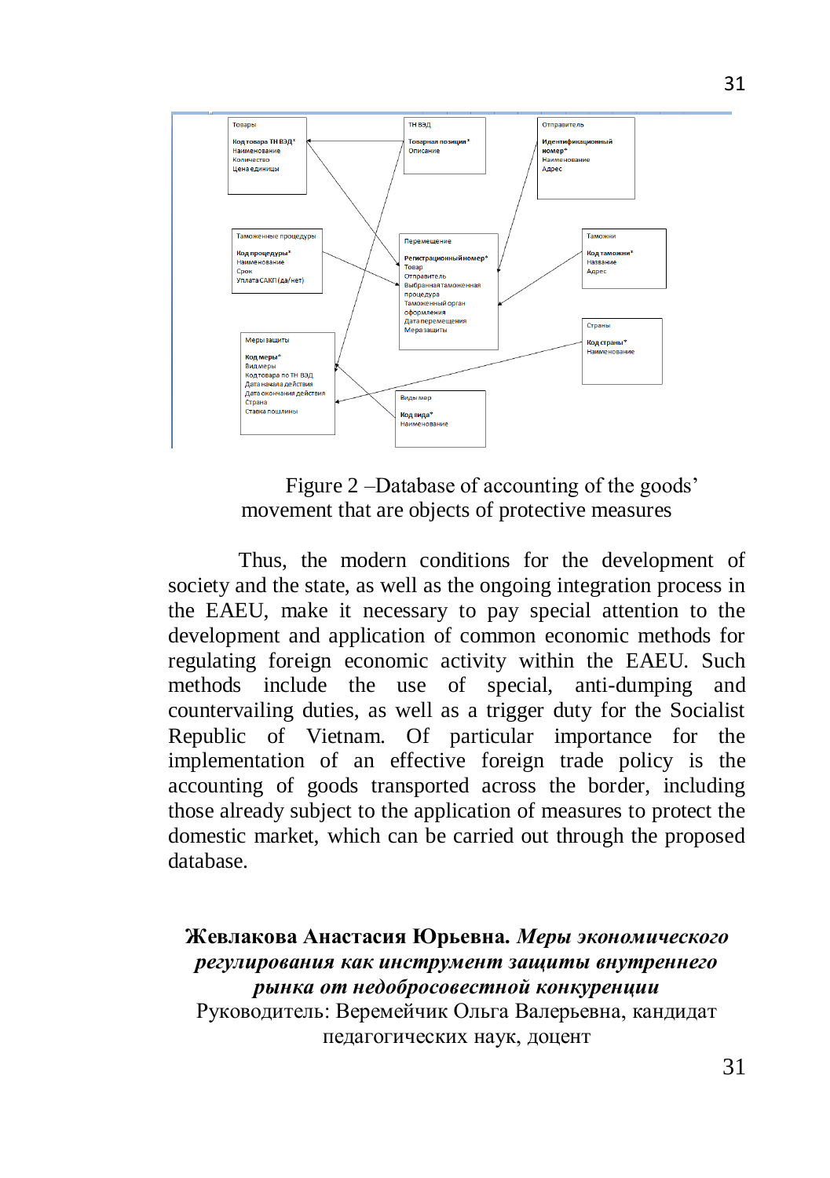Товары
Код товара ТН ВЭД*
Наименование
Количество
Цена единицы

ТН ВЭД
Товарная позиция*
Описание

Отправитель
Идентификационный номер*
Наименование
Адрес

Таможенные процедуры
Код процедуры*
Наименование
Срок
Уплата САКП (да/нет)

Перемещение
Регистрационный номер*
Товар
Отправитель
Выбранная таможенная процедура
Таможенный орган оформления
Дата перемещения
Мера защиты

Таможни
Код таможни*
Название
Адрес

Страны
Код страны*
Наименование

Меры защиты
Код меры*
Вид меры
Код товара по ТН ВЭД
Дата начала действия
Дата окончания действия
Страна
Ставка пошлины

Виды мер
Код вида*
Наименование

Figure 2 –Database of accounting of the goods' movement that are objects of protective measures

Thus, the modern conditions for the development of society and the state, as well as the ongoing integration process in the EAEU, make it necessary to pay special attention to the development and application of common economic methods for regulating foreign economic activity within the EAEU. Such methods include the use of special, anti-dumping and countervailing duties, as well as a trigger duty for the Socialist Republic of Vietnam. Of particular importance for the implementation of an effective foreign trade policy is the accounting of goods transported across the border, including those already subject to the application of measures to protect the domestic market, which can be carried out through the proposed database.

**Жевлакова Анастасия Юрьевна.** ***Меры экономического регулирования как инструмент защиты внутреннего рынка от недобросовестной конкуренции***
Руководитель: Веремейчик Ольга Валерьевна, кандидат педагогических наук, доцент